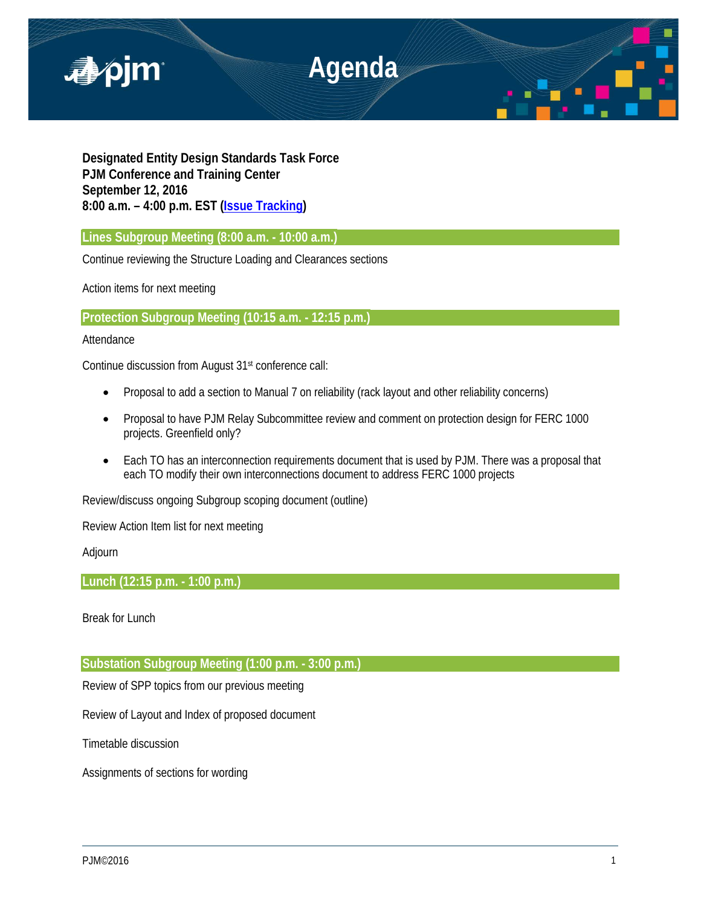# Agenda

**Designated Entity Design Standards Task Force**
**PJM Conference and Training Center**
**September 12, 2016**
**8:00 a.m. – 4:00 p.m. EST (Issue Tracking)**

## Lines Subgroup Meeting (8:00 a.m. - 10:00 a.m.)

Continue reviewing the Structure Loading and Clearances sections

Action items for next meeting

## Protection Subgroup Meeting (10:15 a.m. - 12:15 p.m.)

Attendance

Continue discussion from August 31st conference call:

- Proposal to add a section to Manual 7 on reliability (rack layout and other reliability concerns)
- Proposal to have PJM Relay Subcommittee review and comment on protection design for FERC 1000 projects. Greenfield only?
- Each TO has an interconnection requirements document that is used by PJM. There was a proposal that each TO modify their own interconnections document to address FERC 1000 projects

Review/discuss ongoing Subgroup scoping document (outline)

Review Action Item list for next meeting

Adjourn

## Lunch (12:15 p.m. - 1:00 p.m.)

Break for Lunch

## Substation Subgroup Meeting (1:00 p.m. - 3:00 p.m.)

Review of SPP topics from our previous meeting

Review of Layout and Index of proposed document

Timetable discussion

Assignments of sections for wording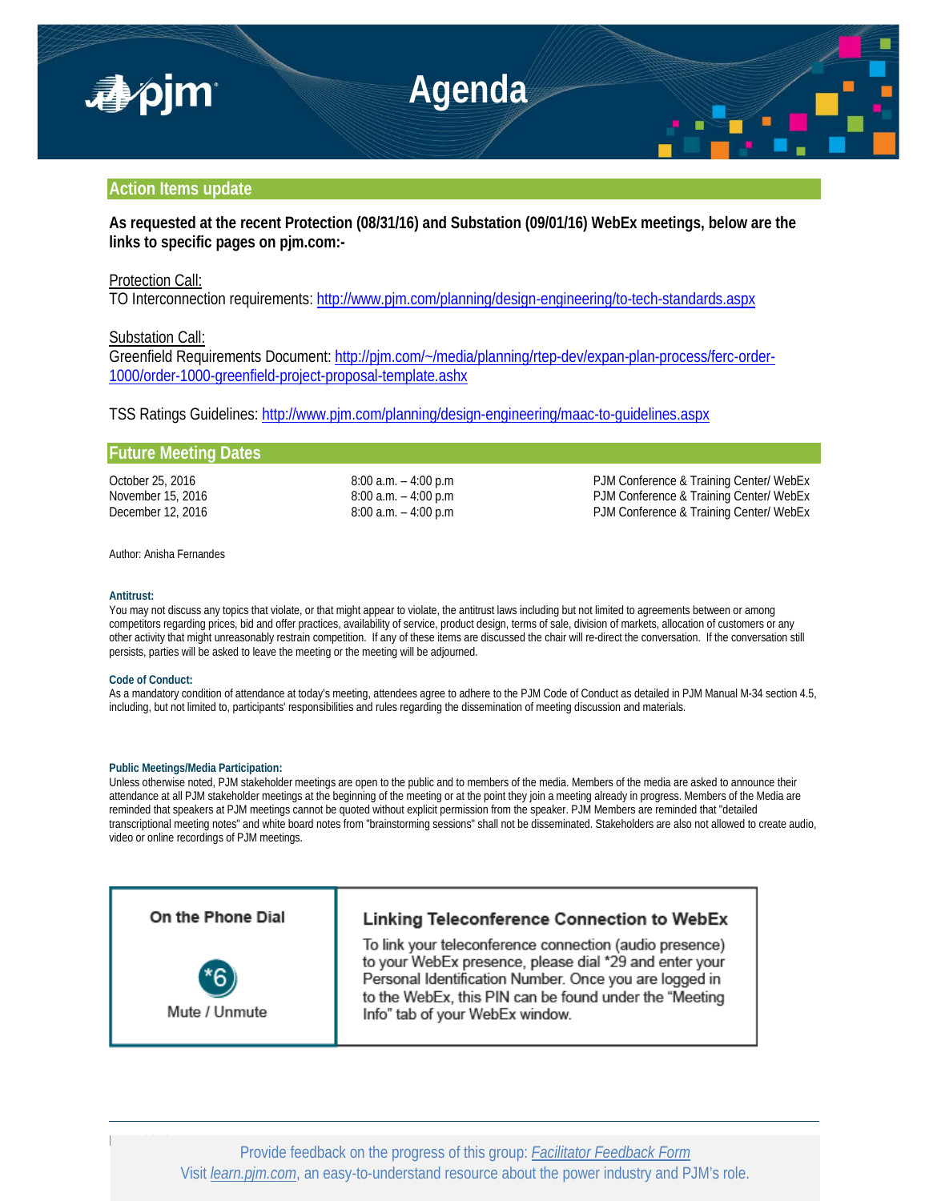## Action Items update

**As requested at the recent Protection (08/31/16) and Substation (09/01/16) WebEx meetings, below are the links to specific pages on pjm.com:-**

Protection Call:
TO Interconnection requirements: http://www.pjm.com/planning/design-engineering/to-tech-standards.aspx

Substation Call:
Greenfield Requirements Document: http://pjm.com/~/media/planning/rtep-dev/expan-plan-process/ferc-order-1000/order-1000-greenfield-project-proposal-template.ashx

TSS Ratings Guidelines: http://www.pjm.com/planning/design-engineering/maac-to-guidelines.aspx

## Future Meeting Dates

| | | |
|---|---|---|
| October 25, 2016 | 8:00 a.m. – 4:00 p.m | PJM Conference & Training Center/ WebEx |
| November 15, 2016 | 8:00 a.m. – 4:00 p.m | PJM Conference & Training Center/ WebEx |
| December 12, 2016 | 8:00 a.m. – 4:00 p.m | PJM Conference & Training Center/ WebEx |

Author: Anisha Fernandes

**Antitrust:**
You may not discuss any topics that violate, or that might appear to violate, the antitrust laws including but not limited to agreements between or among competitors regarding prices, bid and offer practices, availability of service, product design, terms of sale, division of markets, allocation of customers or any other activity that might unreasonably restrain competition. If any of these items are discussed the chair will re-direct the conversation. If the conversation still persists, parties will be asked to leave the meeting or the meeting will be adjourned.

**Code of Conduct:**
As a mandatory condition of attendance at today's meeting, attendees agree to adhere to the PJM Code of Conduct as detailed in PJM Manual M-34 section 4.5, including, but not limited to, participants' responsibilities and rules regarding the dissemination of meeting discussion and materials.

**Public Meetings/Media Participation:**
Unless otherwise noted, PJM stakeholder meetings are open to the public and to members of the media. Members of the media are asked to announce their attendance at all PJM stakeholder meetings at the beginning of the meeting or at the point they join a meeting already in progress. Members of the Media are reminded that speakers at PJM meetings cannot be quoted without explicit permission from the speaker. PJM Members are reminded that "detailed transcriptional meeting notes" and white board notes from "brainstorming sessions" shall not be disseminated. Stakeholders are also not allowed to create audio, video or online recordings of PJM meetings.

| On the Phone Dial | Linking Teleconference Connection to WebEx |
|---|---|
| *6 Mute / Unmute | To link your teleconference connection (audio presence) to your WebEx presence, please dial *29 and enter your Personal Identification Number. Once you are logged in to the WebEx, this PIN can be found under the "Meeting Info" tab of your WebEx window. |

Provide feedback on the progress of this group: *Facilitator Feedback Form*
Visit *learn.pjm.com*, an easy-to-understand resource about the power industry and PJM's role.